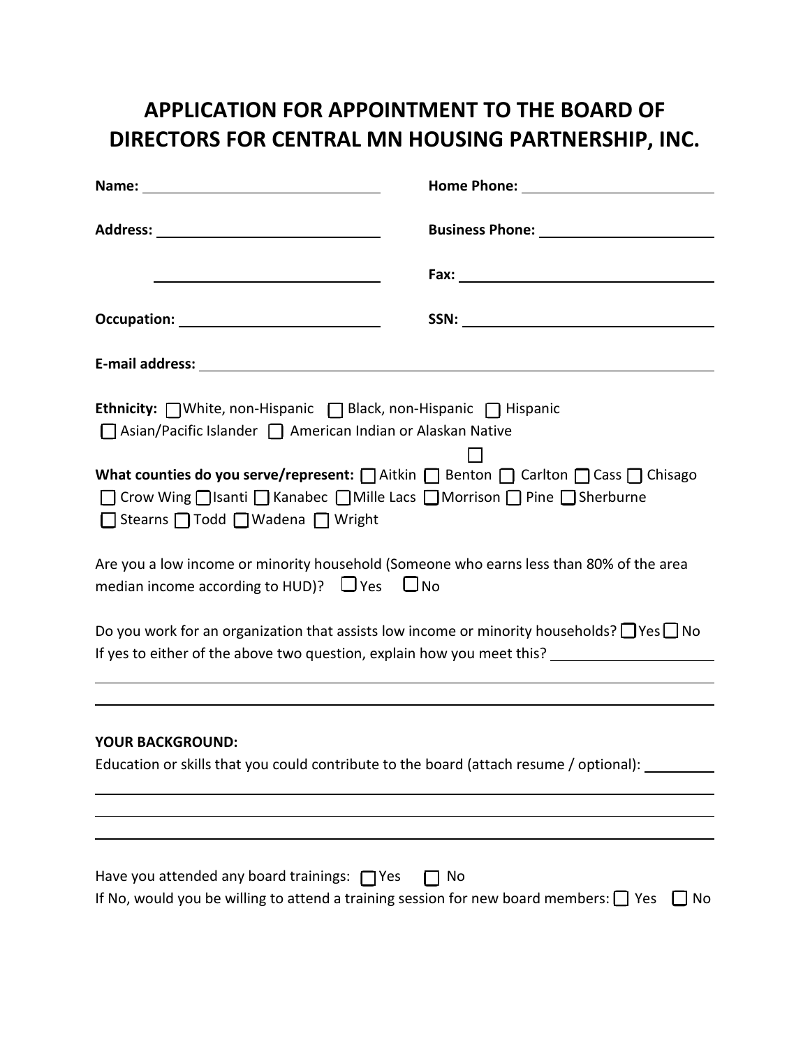# APPLICATION FOR APPOINTMENT TO THE BOARD OF DIRECTORS FOR CENTRAL MN HOUSING PARTNERSHIP, INC.

**Name:** ______________________________

**Home Phone:** ______________________________

**Address:** ______________________________

______________________________

**Business Phone:** ______________________________

**Fax:** ______________________________

**Occupation:** ______________________________

**SSN:** ______________________________

**E-mail address:** ______________________________

**Ethnicity:** ☐ White, non-Hispanic ☐ Black, non-Hispanic ☐ Hispanic ☐ Asian/Pacific Islander ☐ American Indian or Alaskan Native ☐

**What counties do you serve/represent:** ☐ Aitkin ☐ Benton ☐ Carlton ☐ Cass ☐ Chisago ☐ Crow Wing ☐ Isanti ☐ Kanabec ☐ Mille Lacs ☐ Morrison ☐ Pine ☐ Sherburne ☐ Stearns ☐ Todd ☐ Wadena ☐ Wright

Are you a low income or minority household (Someone who earns less than 80% of the area median income according to HUD)? ☐ Yes ☐ No

Do you work for an organization that assists low income or minority households? ☐ Yes ☐ No

If yes to either of the above two question, explain how you meet this? ______________________________

______________________________

______________________________

**YOUR BACKGROUND:**

Education or skills that you could contribute to the board (attach resume / optional): ______________________________

______________________________

______________________________

______________________________

Have you attended any board trainings: ☐ Yes ☐ No

If No, would you be willing to attend a training session for new board members: ☐ Yes ☐ No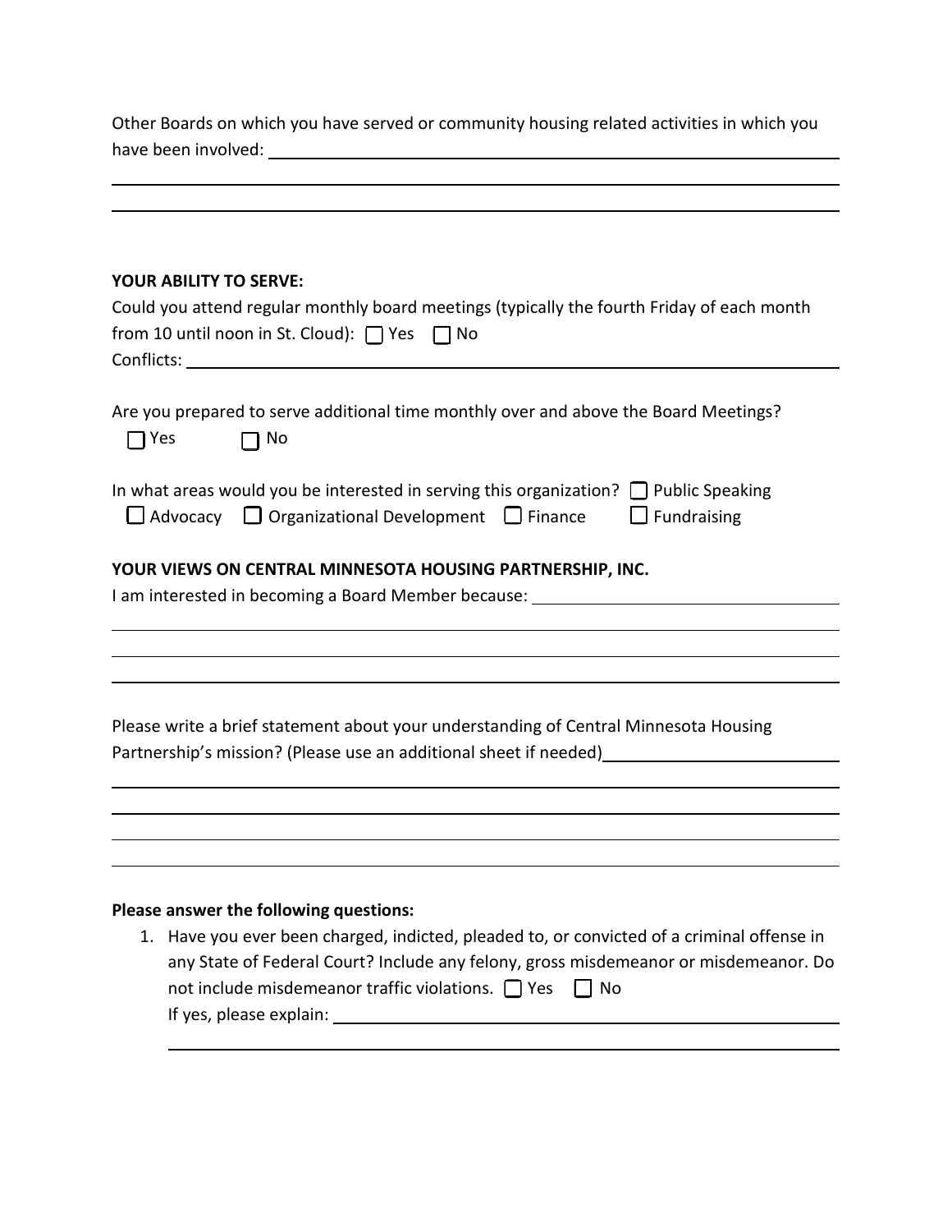Other Boards on which you have served or community housing related activities in which you have been involved: ______________________________________________

______________________________________________

______________________________________________

**YOUR ABILITY TO SERVE:**

Could you attend regular monthly board meetings (typically the fourth Friday of each month from 10 until noon in St. Cloud): ☐ Yes ☐ No

Conflicts: ______________________________________________

Are you prepared to serve additional time monthly over and above the Board Meetings?

☐ Yes ☐ No

In what areas would you be interested in serving this organization? ☐ Public Speaking ☐ Advocacy ☐ Organizational Development ☐ Finance ☐ Fundraising

**YOUR VIEWS ON CENTRAL MINNESOTA HOUSING PARTNERSHIP, INC.**

I am interested in becoming a Board Member because: ______________________________________________

______________________________________________

______________________________________________

______________________________________________

Please write a brief statement about your understanding of Central Minnesota Housing Partnership's mission? (Please use an additional sheet if needed)______________________________________________

______________________________________________

______________________________________________

______________________________________________

______________________________________________

**Please answer the following questions:**

1. Have you ever been charged, indicted, pleaded to, or convicted of a criminal offense in any State of Federal Court? Include any felony, gross misdemeanor or misdemeanor. Do not include misdemeanor traffic violations. ☐ Yes ☐ No

   If yes, please explain: ______________________________________________

   ______________________________________________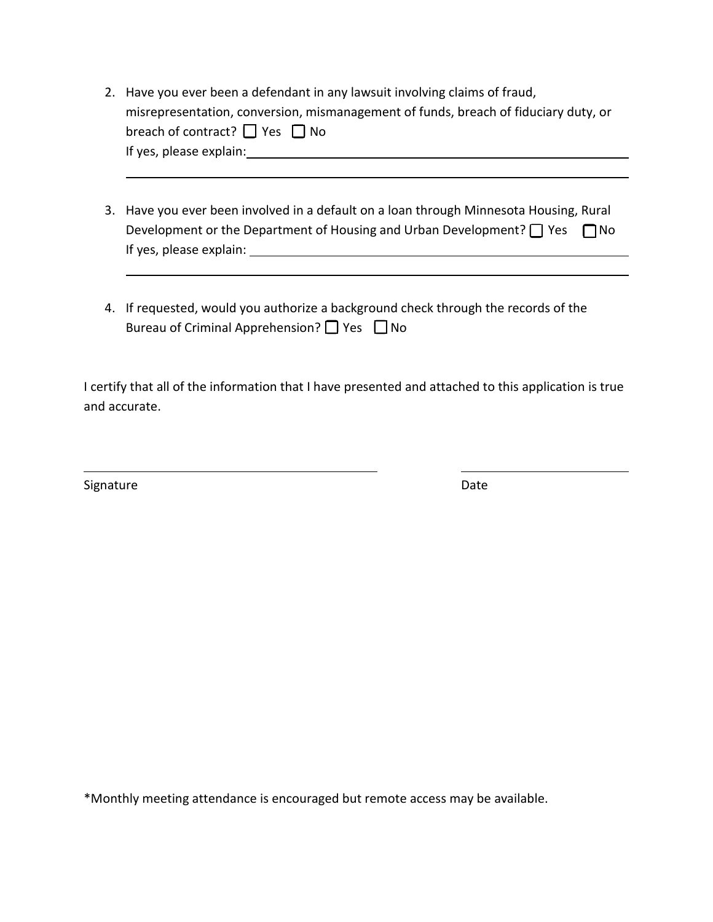2. Have you ever been a defendant in any lawsuit involving claims of fraud, misrepresentation, conversion, mismanagement of funds, breach of fiduciary duty, or breach of contract? ☐ Yes ☐ No
   If yes, please explain: ____________________________________________

   ________________________________________________________________

3. Have you ever been involved in a default on a loan through Minnesota Housing, Rural Development or the Department of Housing and Urban Development? ☐ Yes ☐ No
   If yes, please explain: ____________________________________________

   ________________________________________________________________

4. If requested, would you authorize a background check through the records of the Bureau of Criminal Apprehension? ☐ Yes ☐ No

I certify that all of the information that I have presented and attached to this application is true and accurate.

______________________________________ ____________________

Signature Date

*Monthly meeting attendance is encouraged but remote access may be available.